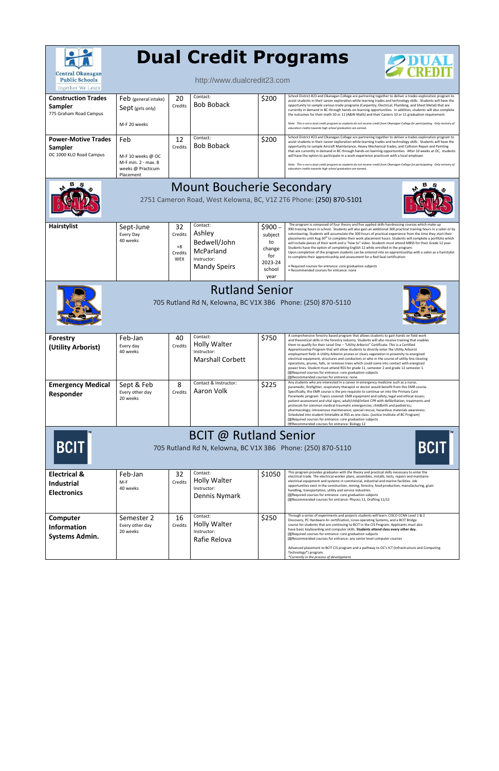# Dual Credit Programs

Central Okanagan Public Schools — Together We Learn

http://www.dualcredit23.com

| Program | Schedule | Credits | Contact | Cost | Description |
|---|---|---|---|---|---|
| **Construction Trades Sampler** 775 Graham Road Campus | Feb (general intake) Sept (girls only) M-F 20 weeks | 20 Credits | Contact: Bob Boback | $200 | School District #23 and Okanagan College are partnering together to deliver a trades exploration program to assist students in their career exploration while learning trades and technology skills. Students will have the opportunity to sample various trade programs (Carpentry, Electrical, Plumbing, and Sheet Metal) that are currently in demand in BC through hands-on learning opportunities. In addition, students will also complete the outcomes for their math 10 or 11 (A&W Math) and their Careers 10 or 11 graduation requirement. *Note: This is not a dual credit program as students do not receive credit from Okanagan College for participating. Only ministry of education credits towards high school graduation are earned.* |
| **Power-Motive Trades Sampler** OC 1000 KLO Road Campus | Feb M-F 10 weeks @ OC M-F min. 2 - max. 8 weeks @ Practicum Placement | 12 Credits | Contact: Bob Boback | $200 | School District #23 and Okanagan College are partnering together to deliver a trades exploration program to assist students in their career exploration while learning trades and technology skills. Students will have the opportunity to sample Aircraft Maintenance, Heavy Mechanical trades, and Collision Repair and Painting that are currently in demand in BC through hands-on learning opportunities. After 10 weeks at OC, students will have the option to participate in a work experience practicum with a local employer. *Note: This is not a dual credit program as students do not receive credit from Okanagan College for participating. Only ministry of education credits towards high school graduation are earned.* |

## Mount Boucherie Secondary

2751 Cameron Road, West Kelowna, BC, V1Z 2T6 Phone: (250) 870-5101

| Program | Schedule | Credits | Contact | Cost | Description |
|---|---|---|---|---|---|
| **Hairstylist** | Sept-June Every Day 40 weeks | 32 Credits +8 Credits WEX | Contact: Ashley Bedwell/John McParland Instructor: Mandy Speirs | $900 – subject to change for 2023-24 school year | The program is composed of four theory and five applied skills hairdressing courses which make up 990 training hours in school. Students will also gain an additional 300 practical training hours in a salon or by volunteering. Students will accumulate the 300 hours of practical experience from the time they start their placements until Aug 30th to complete their work placement hours. Students will complete a portfolio which will include pieces of their work and a "how to" video. Students must attend MBSS for their Grade 12 year. Students have the option of completing English 12 while enrolled in the program. Upon completion of the program students can be entered into an apprenticeship with a salon as a hairstylist to complete their apprenticeship and assessment for a Red Seal certification. • Required courses for entrance: core graduation subjects • Recommended courses for entrance: none |

## Rutland Senior

705 Rutland Rd N, Kelowna, BC V1X 3B6 Phone: (250) 870-5110

| Program | Schedule | Credits | Contact | Cost | Description |
|---|---|---|---|---|---|
| **Forestry (Utility Arborist)** | Feb-Jan Every day 40 weeks | 40 Credits | Contact: Holly Walter Instructor: Marshall Corbett | $750 | A comprehensive forestry based program that allows students to gain hands on field work and theoretical skills in the forestry industry. Students will also receive training that enables them to qualify for their Level One – "Utility Arborist" Certificate. This is a Certified Apprenticeship Program that will allow students to directly enter the Utility Arborist employment field. A Utility Arborist prunes or clears vegetation in proximity to energized electrical equipment, structures and conductors or who in the course of utility line clearing operations, prunes, falls, or removes trees which could come into contact with energized power lines. Student must attend RSS for grade 11, semester 2 and grade 12 semester 1. Required courses for entrance: core graduation subjects Recommended courses for entrance: none |
| **Emergency Medical Responder** | Sept & Feb Every other day 20 weeks | 8 Credits | Contact & Instructor: Aaron Volk | $225 | Any students who are interested in a career in emergency medicine such as a nurse, paramedic, firefighter, respiratory therapist or doctor would benefit from this EMR course. Specifically, the EMR course is the pre-requisite to continue on into the Primary Care Paramedic program. Topics covered: EMR equipment and safety; legal and ethical issues; patient assessment and vital signs; adult/child/infant CPR with defibrillation; treatments and protocols for common medical traumatic emergencies; childbirth and pediatrics; pharmacology; intravenous maintenance; special rescue; hazardous materials awareness. Scheduled into student timetable at RSS as one class. (Justice Institute of BC Program) Required courses for entrance: core graduation subjects Recommended courses for entrance: Biology 12 |

## BCIT @ Rutland Senior

705 Rutland Rd N, Kelowna, BC V1X 3B6 Phone: (250) 870-5110

| Program | Schedule | Credits | Contact | Cost | Description |
|---|---|---|---|---|---|
| **Electrical & Industrial Electronics** | Feb-Jan M-F 40 weeks | 32 Credits | Contact: Holly Walter Instructor: Dennis Nymark | $1050 | This program provides graduates with the theory and practical skills necessary to enter the electrical trade. The electrical worker plans, assembles, installs, tests, repairs and maintains electrical equipment and systems in commercial, industrial and marine facilities. Job opportunities exist in the construction, mining, forestry, food production, manufacturing, grain handling, transportation, utility and service industries. Required courses for entrance: core graduation subjects Recommended courses for entrance: Physics 11, Drafting 11/12 |
| **Computer Information Systems Admin.** | Semester 2 Every other day 20 weeks | 16 Credits | Contact: Holly Walter Instructor: Rafie Relova | $250 | Through a series of experiments and projects students will learn: CISCO CCNA Level 1 & 2 Discovery, PC Hardware A+ certification, Linux operating Systems, and a BCIT Bridge course for students that are continuing to BCIT in the CIS Program. Applicants must also have basic keyboarding and computer skills. **Students attend class every other day.** Required courses for entrance: core graduation subjects Recommended courses for entrance: any senior level computer courses. Advanced placement to BCIT CIS program and a pathway to OC's ICT (Infrastructure and Computing Technology*) program. *\*Currently in the process of development.* |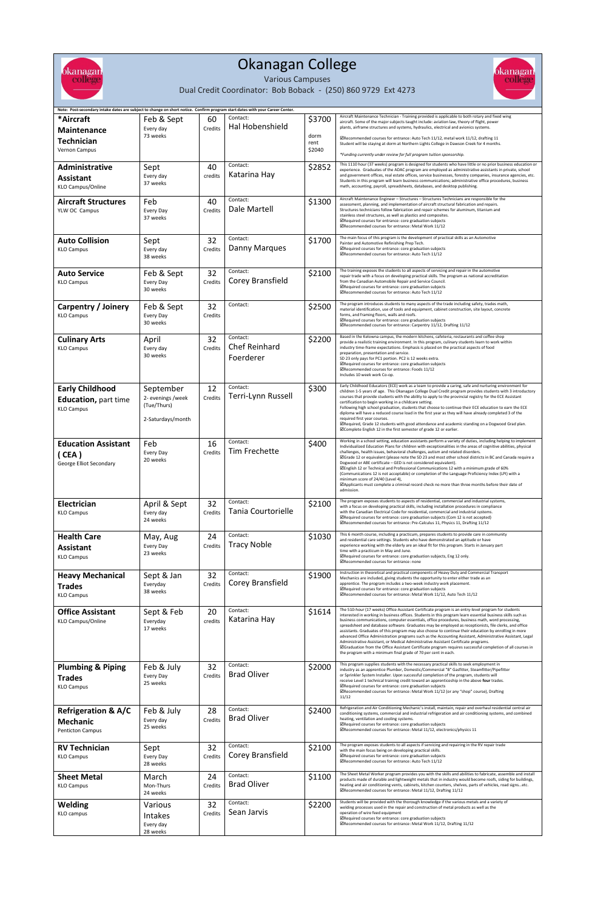# Okanagan College

Various Campuses

Dual Credit Coordinator: Bob Boback - (250) 860 9729 Ext 4273

Note: Post-secondary intake dates are subject to change on short notice. Confirm program start dates with your Career Center.

| Program | Intake | Credits | Contact | Cost | Description |
|---|---|---|---|---|---|
| ***Aircraft Maintenance Technician**<br>Vernon Campus | Feb & Sept<br>Every day<br>73 weeks | 60<br>Credits | Contact:<br>Hal Hobenshield | $3700<br><br>dorm rent<br>$2040 | Aircraft Maintenance Technician - Training provided is applicable to both rotary and fixed wing aircraft. Some of the major subjects taught include: aviation law, theory of flight, power plants, airframe structures and systems, hydraulics, electrical and avionics systems.<br>☑Recommended courses for entrance: Auto Tech 11/12, metal work 11/12, drafting 11<br>Student will be staying at dorm at Northern Lights College in Dawson Creek for 4 months.<br>*Funding currently under review for full program tuition sponsorship. |
| **Administrative Assistant**<br>KLO Campus/Online | Sept<br>Every day<br>37 weeks | 40<br>credits | Contact:<br>Katarina Hay | $2852 | This 1110 hour (37 weeks) program is designed for students who have little or no prior business education or experience. Graduates of the ADAC program are employed as administrative assistants in private, school and government offices, real estate offices, service businesses, forestry companies, insurance agencies, etc. Students in this program will learn business communications, administrative office procedures, business math, accounting, payroll, spreadsheets, databases, and desktop publishing. |
| **Aircraft Structures**<br>YLW OC Campus | Feb<br>Every Day<br>37 weeks | 40<br>Credits | Contact:<br>Dale Martell | $1300 | Aircraft Maintenance Engineer – Structures – Structures Technicians are responsible for the assessment, planning, and implementation of aircraft structural fabrication and repairs. Structures technicians follow fabrication and repair schemes for aluminum, titanium and stainless steel structures, as well as plastics and composites.<br>☑Required courses for entrance: core graduation subjects<br>☑Recommended courses for entrance: Metal Work 11/12 |
| **Auto Collision**<br>KLO Campus | Sept<br>Every day<br>38 weeks | 32<br>Credits | Contact:<br>Danny Marques | $1700 | The main focus of this program is the development of practical skills as an Automotive Painter and Automotive Refinishing Prep Tech.<br>☑Required courses for entrance: core graduation subjects<br>☑Recommended courses for entrance: Auto Tech 11/12 |
| **Auto Service**<br>KLO Campus | Feb & Sept<br>Every Day<br>30 weeks | 32<br>Credits | Contact:<br>Corey Bransfield | $2100 | The training exposes the students to all aspects of servicing and repair in the automotive repair trade with a focus on developing practical skills. The program as national accreditation from the Canadian Automobile Repair and Service Council.<br>☑Required courses for entrance: core graduation subjects<br>☑Recommended courses for entrance: Auto Tech 11/12 |
| **Carpentry / Joinery**<br>KLO Campus | Feb & Sept<br>Every Day<br>30 weeks | 32<br>Credits | Contact: | $2500 | The program introduces students to many aspects of the trade including safety, trades math, material identification, use of tools and equipment, cabinet construction, site layout, concrete forms, and framing floors, walls and roofs.<br>☑Required courses for entrance: core graduation subjects<br>☑Recommended courses for entrance: Carpentry 11/12, Drafting 11/12 |
| **Culinary Arts**<br>KLO Campus | April<br>Every day<br>30 weeks | 32<br>Credits | Contact:<br>Chef Reinhard Foerderer | $2200 | Based in the Kelowna campus, the modern kitchens, cafeteria, restaurants and coffee shop provide a realistic training environment. In this program, culinary students learn to work within industry time-frame expectations. Emphasis is placed on the practical aspects of food preparation, presentation and service.<br>SD 23 only pays for PC1 portion. PC2 is 12 weeks extra.<br>☑Required courses for entrance: core graduation subjects<br>☑Recommended courses for entrance: Foods 11/12<br>Includes 10 week work Co-op. |
| **Early Childhood Education,** part time<br>KLO Campus | September<br>2- evenings /week (Tue/Thurs)<br><br>2-Saturdays/month | 12<br>Credits | Contact:<br>Terri-Lynn Russell | $300 | Early Childhood Educators (ECE) work as a team to provide a caring, safe and nurturing environment for children 1-5 years of age. This Okanagan College Dual Credit program provides students with 3 introductory courses that provide students with the ability to apply to the provincial registry for the ECE Assistant certification to begin working in a childcare setting.<br>Following high school graduation, students that choose to continue their ECE education to earn the ECE diploma will have a reduced course load in the first year as they will have already completed 3 of the required first year courses.<br>☑Required, Grade 12 students with good attendance and academic standing on a Dogwood Grad plan.<br>☑Complete English 12 in the first semester of grade 12 or earlier. |
| **Education Assistant ( CEA )**<br>George Elliot Secondary | Feb<br>Every Day<br>20 weeks | 16<br>Credits | Contact:<br>Tim Frechette | $400 | Working in a school setting, education assistants perform a variety of duties, including helping to implement Individualized Education Plans for children with exceptionalities in the areas of cognitive abilities, physical challenges, health issues, behavioral challenges, autism and related disorders.<br>☑Grade 12 or equivalent (please note the SD 23 and most other school districts in BC and Canada require a Dogwood or ABE certificate – GED is not considered equivalent).<br>☑English 12 or Technical and Professional Communications 12 with a minimum grade of 60% (Communications 12 is not acceptable) or completion of the Language Proficiency Index (LPI) with a minimum score of 24/40 (Level 4),<br>☑Applicants must complete a criminal record check no more than three months before their date of admission. |
| **Electrician**<br>KLO Campus | April & Sept<br>Every day<br>24 weeks | 32<br>Credits | Contact:<br>Tania Courtorielle | $2100 | The program exposes students to aspects of residential, commercial and industrial systems, with a focus on developing practical skills, including installation procedures in compliance with the Canadian Electrical Code for residential, commercial and industrial systems.<br>☑Required courses for entrance: core graduation subjects (Com 12 is not accepted)<br>☑Recommended courses for entrance: Pre-Calculus 11, Physics 11, Drafting 11/12 |
| **Health Care Assistant**<br>KLO Campus | May, Aug<br>Every Day<br>23 weeks | 24<br>Credits | Contact:<br>Tracy Noble | $1030 | This 6 month course, including a practicum, prepares students to provide care in community and residential care settings. Students who have demonstrated an aptitude or have experience working with the elderly are an ideal fit for this program. Starts in January part time with a practicum in May and June.<br>☑Required courses for entrance: core graduation subjects, Eng 12 only.<br>☑Recommended courses for entrance: none |
| **Heavy Mechanical Trades**<br>KLO Campus | Sept & Jan<br>Everyday<br>38 weeks | 32<br>Credits | Contact:<br>Corey Bransfield | $1900 | Instruction in theoretical and practical components of Heavy Duty and Commercial Transport Mechanics are included, giving students the opportunity to enter either trade as an apprentice. The program includes a two-week industry work placement.<br>☑Required courses for entrance: core graduation subjects<br>☑Recommended courses for entrance: Metal Work 11/12, Auto Tech 11/12 |
| **Office Assistant**<br>KLO Campus/Online | Sept & Feb<br>Everyday<br>17 weeks | 20<br>credits | Contact:<br>Katarina Hay | $1614 | The 510-hour (17 weeks) Office Assistant Certificate program is an entry-level program for students interested in working in business offices. Students in this program learn essential business skills such as business communications, computer essentials, office procedures, business math, word processing, spreadsheet and database software. Graduates may be employed as receptionists, file clerks, and office assistants. Graduates of this program may also choose to continue their education by enrolling in more advanced Office Administration programs such as the Accounting Assistant, Administrative Assistant, Legal Administrative Assistant, or Medical Administrative Assistant Certificate programs.<br>☑Graduation from the Office Assistant Certificate program requires successful completion of all courses in the program with a minimum final grade of 70 per cent in each. |
| **Plumbing & Piping Trades**<br>KLO Campus | Feb & July<br>Every Day<br>25 weeks | 32<br>Credits | Contact:<br>Brad Oliver | $2000 | This program supplies students with the necessary practical skills to seek employment in industry as an apprentice Plumber, Domestic/Commercial "B" Gasfitter, Steamfitter/Pipefitter or Sprinkler System Installer. Upon successful completion of the program, students will receive Level 1 technical training credit toward an apprenticeship in the above **four** trades.<br>☑Required courses for entrance: core graduation subjects<br>☑Recommended courses for entrance: Metal Work 11/12 (or any "shop" course), Drafting 11/12 |
| **Refrigeration & A/C Mechanic**<br>Penticton Campus | Feb & July<br>Every day<br>25 weeks | 28<br>Credits | Contact:<br>Brad Oliver | $2400 | Refrigeration and Air Conditioning Mechanic's install, maintain, repair and overhaul residential central air conditioning systems, commercial and industrial refrigeration and air conditioning systems, and combined heating, ventilation and cooling systems.<br>☑Required courses for entrance: core graduation subjects<br>☑Recommended courses for entrance: Metal 11/12, electronics/physics 11 |
| **RV Technician**<br>KLO Campus | Sept<br>Every Day<br>28 weeks | 32<br>Credits | Contact:<br>Corey Bransfield | $2100 | The program exposes students to all aspects if servicing and repairing in the RV repair trade with the main focus being on developing practical skills.<br>☑Required courses for entrance: core graduation subjects<br>☑Recommended courses for entrance: Auto Tech 11/12 |
| **Sheet Metal**<br>KLO Campus | March<br>Mon-Thurs<br>24 weeks | 24<br>Credits | Contact:<br>Brad Oliver | $1100 | The Sheet Metal Worker program provides you with the skills and abilities to fabricate, assemble and install products made of durable and lightweight metals that in industry would become roofs, siding for buildings, heating and air conditioning vents, cabinets, kitchen counters, shelves, parts of vehicles, road signs…etc.<br>☑Recommended courses for entrance: Metal 11/12, Drafting 11/12 |
| **Welding**<br>KLO campus | Various Intakes<br>Every day<br>28 weeks | 32<br>Credits | Contact:<br>Sean Jarvis | $2200 | Students will be provided with the thorough knowledge if the various metals and a variety of welding processes used in the repair and construction of metal products as well as the operation of wire feed equipment<br>☑Required courses for entrance: core graduation subjects<br>☑Recommended courses for entrance: Metal Work 11/12, Drafting 11/12 |